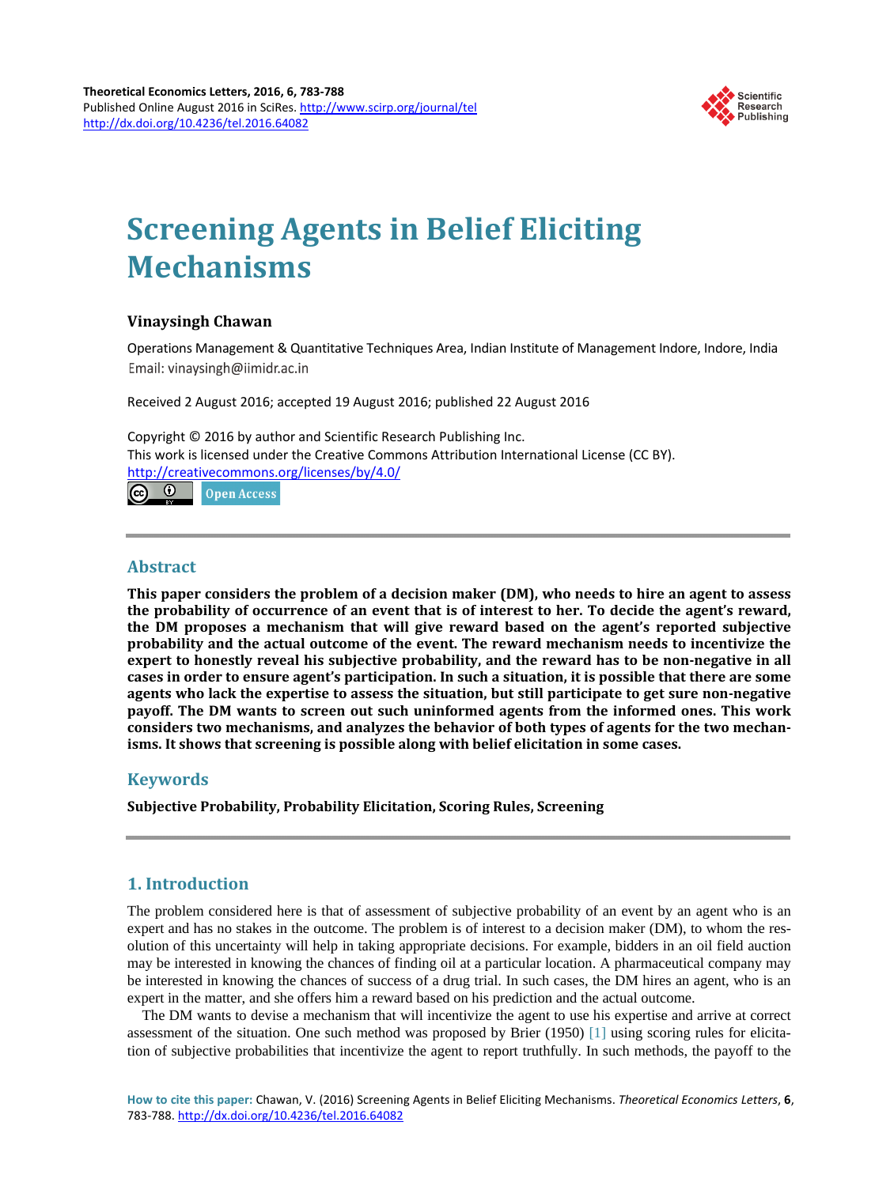# Screening Agents in Belief Eliciting Mechanisms

**Vinaysingh Chawan**

Operations Management & Quantitative Techniques Area, Indian Institute of Management Indore, Indore, India
Email: vinaysingh@iimidr.ac.in

Received 2 August 2016; accepted 19 August 2016; published 22 August 2016

Copyright © 2016 by author and Scientific Research Publishing Inc.
This work is licensed under the Creative Commons Attribution International License (CC BY).
http://creativecommons.org/licenses/by/4.0/

Open Access

## Abstract

**This paper considers the problem of a decision maker (DM), who needs to hire an agent to assess the probability of occurrence of an event that is of interest to her. To decide the agent's reward, the DM proposes a mechanism that will give reward based on the agent's reported subjective probability and the actual outcome of the event. The reward mechanism needs to incentivize the expert to honestly reveal his subjective probability, and the reward has to be non-negative in all cases in order to ensure agent's participation. In such a situation, it is possible that there are some agents who lack the expertise to assess the situation, but still participate to get sure non-negative payoff. The DM wants to screen out such uninformed agents from the informed ones. This work considers two mechanisms, and analyzes the behavior of both types of agents for the two mechanisms. It shows that screening is possible along with belief elicitation in some cases.**

## Keywords

**Subjective Probability, Probability Elicitation, Scoring Rules, Screening**

## 1. Introduction

The problem considered here is that of assessment of subjective probability of an event by an agent who is an expert and has no stakes in the outcome. The problem is of interest to a decision maker (DM), to whom the resolution of this uncertainty will help in taking appropriate decisions. For example, bidders in an oil field auction may be interested in knowing the chances of finding oil at a particular location. A pharmaceutical company may be interested in knowing the chances of success of a drug trial. In such cases, the DM hires an agent, who is an expert in the matter, and she offers him a reward based on his prediction and the actual outcome.

The DM wants to devise a mechanism that will incentivize the agent to use his expertise and arrive at correct assessment of the situation. One such method was proposed by Brier (1950) [1] using scoring rules for elicitation of subjective probabilities that incentivize the agent to report truthfully. In such methods, the payoff to the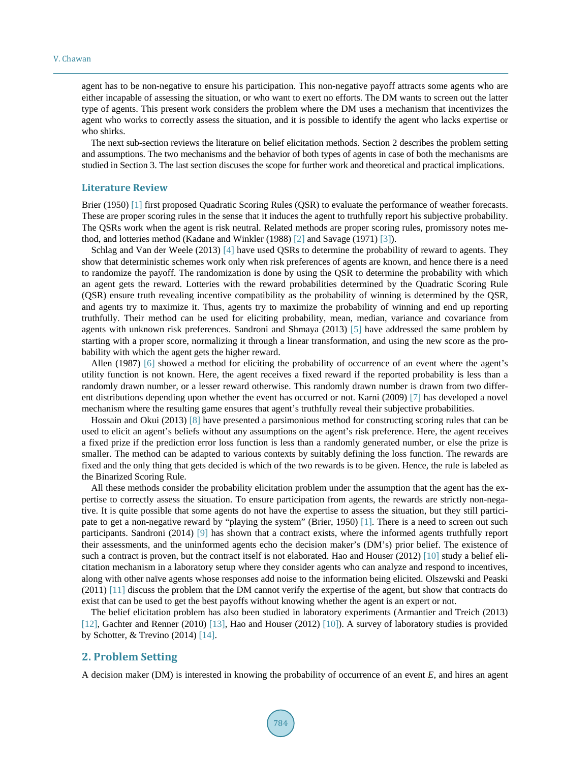agent has to be non-negative to ensure his participation. This non-negative payoff attracts some agents who are either incapable of assessing the situation, or who want to exert no efforts. The DM wants to screen out the latter type of agents. This present work considers the problem where the DM uses a mechanism that incentivizes the agent who works to correctly assess the situation, and it is possible to identify the agent who lacks expertise or who shirks.

The next sub-section reviews the literature on belief elicitation methods. Section 2 describes the problem setting and assumptions. The two mechanisms and the behavior of both types of agents in case of both the mechanisms are studied in Section 3. The last section discuses the scope for further work and theoretical and practical implications.

### Literature Review

Brier (1950) [1] first proposed Quadratic Scoring Rules (QSR) to evaluate the performance of weather forecasts. These are proper scoring rules in the sense that it induces the agent to truthfully report his subjective probability. The QSRs work when the agent is risk neutral. Related methods are proper scoring rules, promissory notes method, and lotteries method (Kadane and Winkler (1988) [2] and Savage (1971) [3]).

Schlag and Van der Weele (2013) [4] have used QSRs to determine the probability of reward to agents. They show that deterministic schemes work only when risk preferences of agents are known, and hence there is a need to randomize the payoff. The randomization is done by using the QSR to determine the probability with which an agent gets the reward. Lotteries with the reward probabilities determined by the Quadratic Scoring Rule (QSR) ensure truth revealing incentive compatibility as the probability of winning is determined by the QSR, and agents try to maximize it. Thus, agents try to maximize the probability of winning and end up reporting truthfully. Their method can be used for eliciting probability, mean, median, variance and covariance from agents with unknown risk preferences. Sandroni and Shmaya (2013) [5] have addressed the same problem by starting with a proper score, normalizing it through a linear transformation, and using the new score as the probability with which the agent gets the higher reward.

Allen (1987) [6] showed a method for eliciting the probability of occurrence of an event where the agent's utility function is not known. Here, the agent receives a fixed reward if the reported probability is less than a randomly drawn number, or a lesser reward otherwise. This randomly drawn number is drawn from two different distributions depending upon whether the event has occurred or not. Karni (2009) [7] has developed a novel mechanism where the resulting game ensures that agent's truthfully reveal their subjective probabilities.

Hossain and Okui (2013) [8] have presented a parsimonious method for constructing scoring rules that can be used to elicit an agent's beliefs without any assumptions on the agent's risk preference. Here, the agent receives a fixed prize if the prediction error loss function is less than a randomly generated number, or else the prize is smaller. The method can be adapted to various contexts by suitably defining the loss function. The rewards are fixed and the only thing that gets decided is which of the two rewards is to be given. Hence, the rule is labeled as the Binarized Scoring Rule.

All these methods consider the probability elicitation problem under the assumption that the agent has the expertise to correctly assess the situation. To ensure participation from agents, the rewards are strictly non-negative. It is quite possible that some agents do not have the expertise to assess the situation, but they still participate to get a non-negative reward by "playing the system" (Brier, 1950) [1]. There is a need to screen out such participants. Sandroni (2014) [9] has shown that a contract exists, where the informed agents truthfully report their assessments, and the uninformed agents echo the decision maker's (DM's) prior belief. The existence of such a contract is proven, but the contract itself is not elaborated. Hao and Houser (2012) [10] study a belief elicitation mechanism in a laboratory setup where they consider agents who can analyze and respond to incentives, along with other naïve agents whose responses add noise to the information being elicited. Olszewski and Peaski (2011) [11] discuss the problem that the DM cannot verify the expertise of the agent, but show that contracts do exist that can be used to get the best payoffs without knowing whether the agent is an expert or not.

The belief elicitation problem has also been studied in laboratory experiments (Armantier and Treich (2013) [12], Gachter and Renner (2010) [13], Hao and Houser (2012) [10]). A survey of laboratory studies is provided by Schotter, & Trevino (2014) [14].

## 2. Problem Setting

A decision maker (DM) is interested in knowing the probability of occurrence of an event *E*, and hires an agent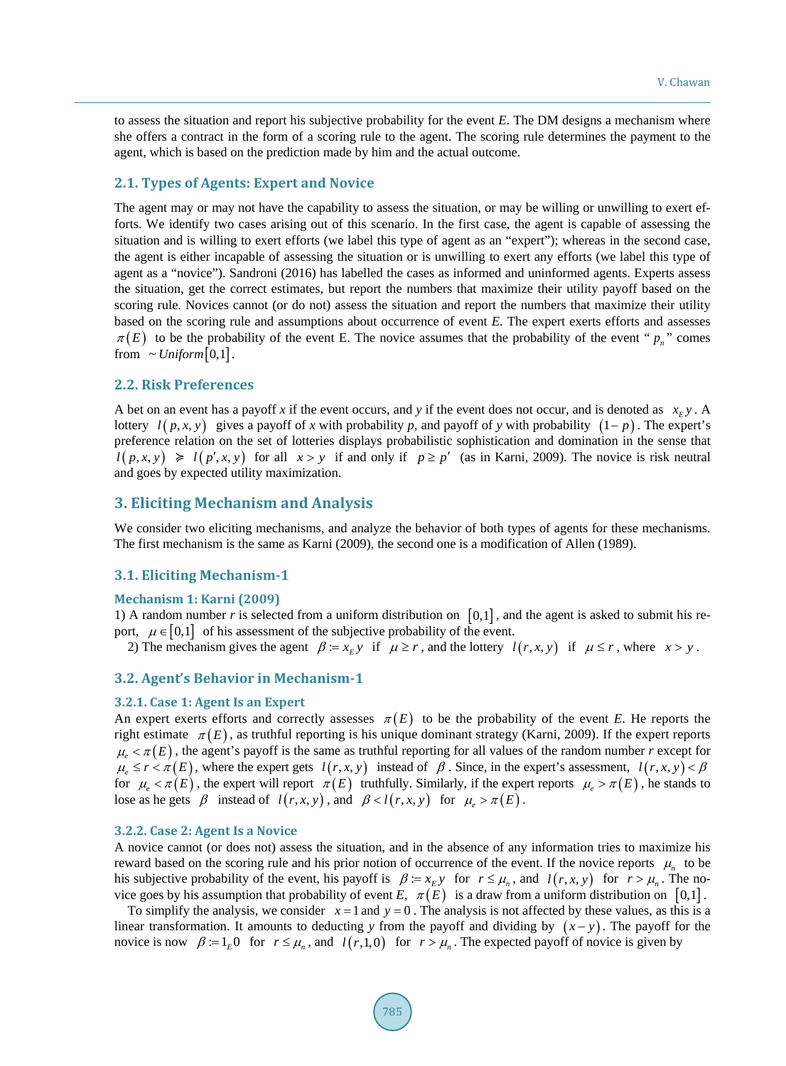to assess the situation and report his subjective probability for the event *E*. The DM designs a mechanism where she offers a contract in the form of a scoring rule to the agent. The scoring rule determines the payment to the agent, which is based on the prediction made by him and the actual outcome.

### 2.1. Types of Agents: Expert and Novice

The agent may or may not have the capability to assess the situation, or may be willing or unwilling to exert efforts. We identify two cases arising out of this scenario. In the first case, the agent is capable of assessing the situation and is willing to exert efforts (we label this type of agent as an "expert"); whereas in the second case, the agent is either incapable of assessing the situation or is unwilling to exert any efforts (we label this type of agent as a "novice"). Sandroni (2016) has labelled the cases as informed and uninformed agents. Experts assess the situation, get the correct estimates, but report the numbers that maximize their utility payoff based on the scoring rule. Novices cannot (or do not) assess the situation and report the numbers that maximize their utility based on the scoring rule and assumptions about occurrence of event *E*. The expert exerts efforts and assesses $\pi(E)$ to be the probability of the event E. The novice assumes that the probability of the event "$p_n$" comes from $\sim Uniform[0,1]$.

### 2.2. Risk Preferences

A bet on an event has a payoff *x* if the event occurs, and *y* if the event does not occur, and is denoted as $x_E y$. A lottery $l(p,x,y)$ gives a payoff of *x* with probability *p*, and payoff of *y* with probability $(1-p)$. The expert's preference relation on the set of lotteries displays probabilistic sophistication and domination in the sense that $l(p,x,y) \succcurlyeq l(p',x,y)$ for all $x > y$ if and only if $p \geq p'$ (as in Karni, 2009). The novice is risk neutral and goes by expected utility maximization.

## 3. Eliciting Mechanism and Analysis

We consider two eliciting mechanisms, and analyze the behavior of both types of agents for these mechanisms. The first mechanism is the same as Karni (2009), the second one is a modification of Allen (1989).

### 3.1. Eliciting Mechanism-1

#### Mechanism 1: Karni (2009)

1) A random number *r* is selected from a uniform distribution on $[0,1]$, and the agent is asked to submit his report, $\mu \in [0,1]$ of his assessment of the subjective probability of the event.

2) The mechanism gives the agent $\beta := x_E y$ if $\mu \geq r$, and the lottery $l(r,x,y)$ if $\mu \leq r$, where $x > y$.

### 3.2. Agent's Behavior in Mechanism-1

#### 3.2.1. Case 1: Agent Is an Expert

An expert exerts efforts and correctly assesses $\pi(E)$ to be the probability of the event *E*. He reports the right estimate $\pi(E)$, as truthful reporting is his unique dominant strategy (Karni, 2009). If the expert reports $\mu_e < \pi(E)$, the agent's payoff is the same as truthful reporting for all values of the random number *r* except for $\mu_e \leq r < \pi(E)$, where the expert gets $l(r,x,y)$ instead of $\beta$. Since, in the expert's assessment, $l(r,x,y) < \beta$ for $\mu_e < \pi(E)$, the expert will report $\pi(E)$ truthfully. Similarly, if the expert reports $\mu_e > \pi(E)$, he stands to lose as he gets $\beta$ instead of $l(r,x,y)$, and $\beta < l(r,x,y)$ for $\mu_e > \pi(E)$.

#### 3.2.2. Case 2: Agent Is a Novice

A novice cannot (or does not) assess the situation, and in the absence of any information tries to maximize his reward based on the scoring rule and his prior notion of occurrence of the event. If the novice reports $\mu_n$ to be his subjective probability of the event, his payoff is $\beta := x_E y$ for $r \leq \mu_n$, and $l(r,x,y)$ for $r > \mu_n$. The novice goes by his assumption that probability of event *E*, $\pi(E)$ is a draw from a uniform distribution on $[0,1]$.

To simplify the analysis, we consider $x = 1$ and $y = 0$. The analysis is not affected by these values, as this is a linear transformation. It amounts to deducting *y* from the payoff and dividing by $(x-y)$. The payoff for the novice is now $\beta := 1_E 0$ for $r \leq \mu_n$, and $l(r,1,0)$ for $r > \mu_n$. The expected payoff of novice is given by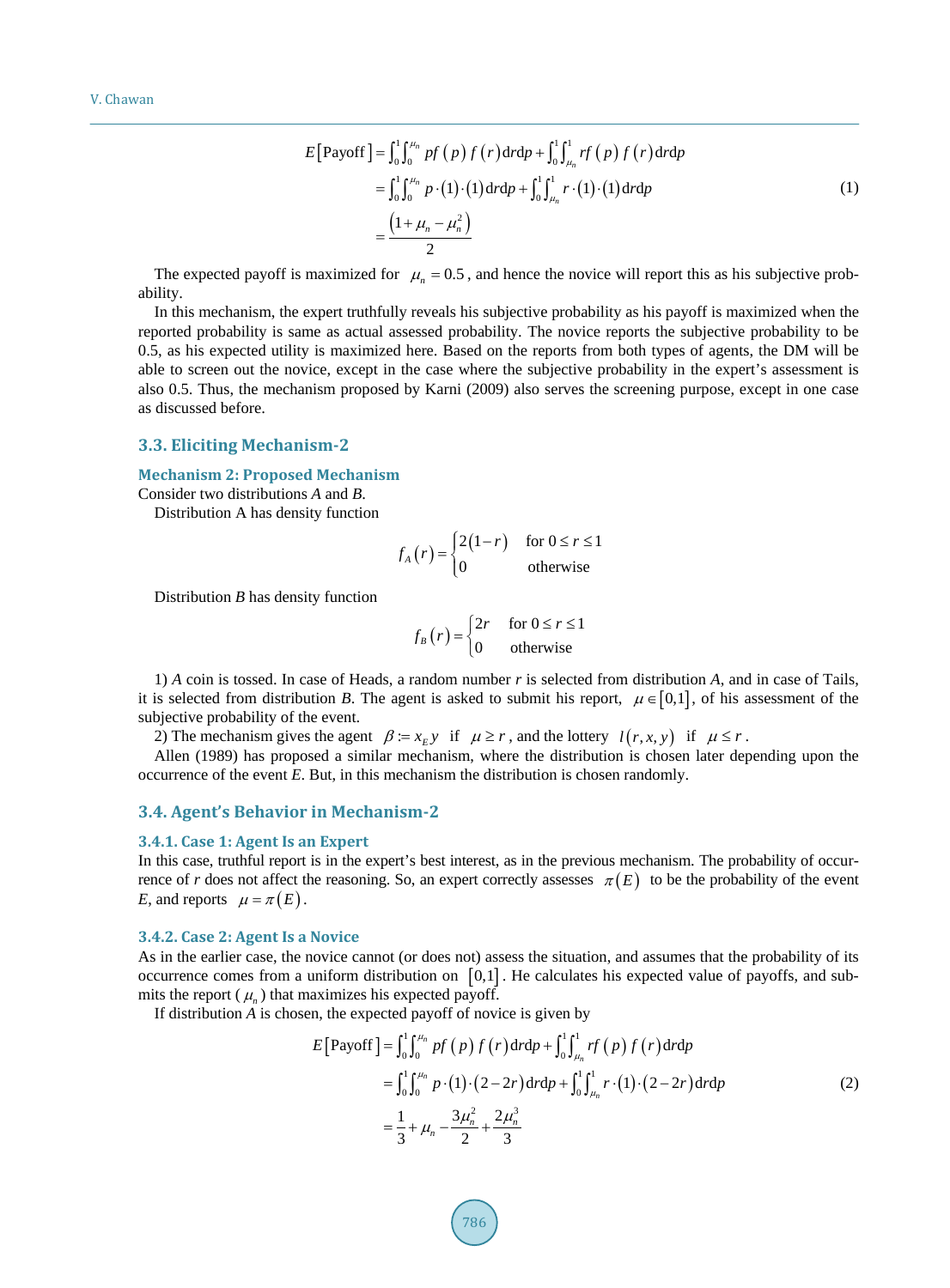$$
\begin{aligned}
E[\text{Payoff}] &= \int_0^1 \int_0^{\mu_n} p f(p) f(r) \mathrm{d}r \mathrm{d}p + \int_0^1 \int_{\mu_n}^1 r f(p) f(r) \mathrm{d}r \mathrm{d}p \\
&= \int_0^1 \int_0^{\mu_n} p \cdot (1) \cdot (1) \mathrm{d}r \mathrm{d}p + \int_0^1 \int_{\mu_n}^1 r \cdot (1) \cdot (1) \mathrm{d}r \mathrm{d}p \\
&= \frac{\left(1 + \mu_n - \mu_n^2\right)}{2}
\end{aligned} \tag{1}
$$

The expected payoff is maximized for $\mu_n = 0.5$, and hence the novice will report this as his subjective probability.

In this mechanism, the expert truthfully reveals his subjective probability as his payoff is maximized when the reported probability is same as actual assessed probability. The novice reports the subjective probability to be 0.5, as his expected utility is maximized here. Based on the reports from both types of agents, the DM will be able to screen out the novice, except in the case where the subjective probability in the expert's assessment is also 0.5. Thus, the mechanism proposed by Karni (2009) also serves the screening purpose, except in one case as discussed before.

## 3.3. Eliciting Mechanism-2

### Mechanism 2: Proposed Mechanism

Consider two distributions *A* and *B*.

Distribution A has density function

$$
f_A(r) = \begin{cases} 2(1-r) & \text{for } 0 \le r \le 1 \\ 0 & \text{otherwise} \end{cases}
$$

Distribution *B* has density function

$$
f_B(r) = \begin{cases} 2r & \text{for } 0 \le r \le 1 \\ 0 & \text{otherwise} \end{cases}
$$

1) *A* coin is tossed. In case of Heads, a random number *r* is selected from distribution *A*, and in case of Tails, it is selected from distribution *B*. The agent is asked to submit his report, $\mu \in [0,1]$, of his assessment of the subjective probability of the event.

2) The mechanism gives the agent $\beta := x_E y$ if $\mu \ge r$, and the lottery $l(r, x, y)$ if $\mu \le r$.

Allen (1989) has proposed a similar mechanism, where the distribution is chosen later depending upon the occurrence of the event *E*. But, in this mechanism the distribution is chosen randomly.

## 3.4. Agent's Behavior in Mechanism-2

### 3.4.1. Case 1: Agent Is an Expert

In this case, truthful report is in the expert's best interest, as in the previous mechanism. The probability of occurrence of *r* does not affect the reasoning. So, an expert correctly assesses $\pi(E)$ to be the probability of the event *E*, and reports $\mu = \pi(E)$.

### 3.4.2. Case 2: Agent Is a Novice

As in the earlier case, the novice cannot (or does not) assess the situation, and assumes that the probability of its occurrence comes from a uniform distribution on $[0,1]$. He calculates his expected value of payoffs, and submits the report ($\mu_n$) that maximizes his expected payoff.

If distribution *A* is chosen, the expected payoff of novice is given by

$$
\begin{aligned}
E[\text{Payoff}] &= \int_0^1 \int_0^{\mu_n} p f(p) f(r) \mathrm{d}r \mathrm{d}p + \int_0^1 \int_{\mu_n}^1 r f(p) f(r) \mathrm{d}r \mathrm{d}p \\
&= \int_0^1 \int_0^{\mu_n} p \cdot (1) \cdot (2 - 2r) \mathrm{d}r \mathrm{d}p + \int_0^1 \int_{\mu_n}^1 r \cdot (1) \cdot (2 - 2r) \mathrm{d}r \mathrm{d}p \\
&= \frac{1}{3} + \mu_n - \frac{3\mu_n^2}{2} + \frac{2\mu_n^3}{3}
\end{aligned} \tag{2}
$$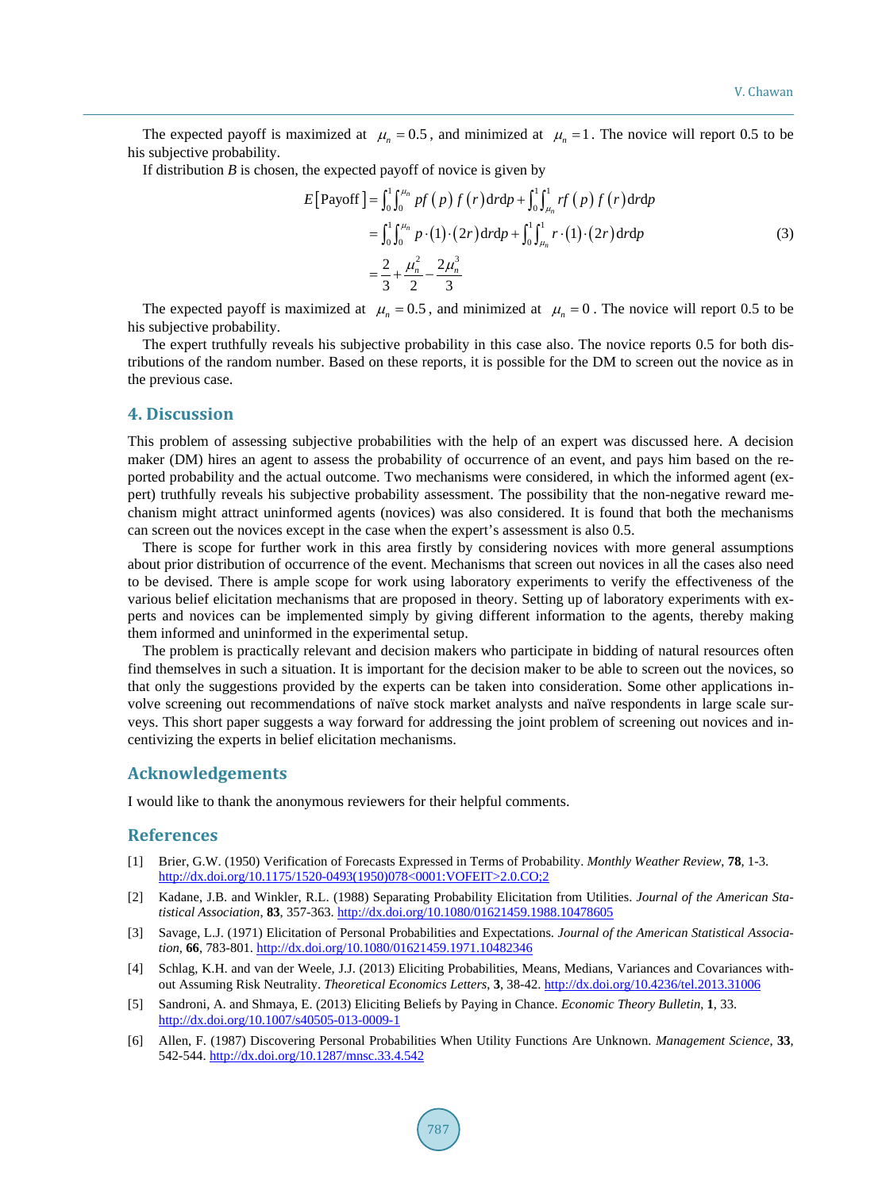The expected payoff is maximized at $\mu_n = 0.5$, and minimized at $\mu_n = 1$. The novice will report 0.5 to be his subjective probability.

If distribution *B* is chosen, the expected payoff of novice is given by

$$
\begin{aligned}
E[\text{Payoff}] &= \int_0^1 \int_0^{\mu_n} pf(p) f(r) \mathrm{d}r \mathrm{d}p + \int_0^1 \int_{\mu_n}^1 rf(p) f(r) \mathrm{d}r \mathrm{d}p \\
&= \int_0^1 \int_0^{\mu_n} p \cdot (1) \cdot (2r) \mathrm{d}r \mathrm{d}p + \int_0^1 \int_{\mu_n}^1 r \cdot (1) \cdot (2r) \mathrm{d}r \mathrm{d}p \\
&= \frac{2}{3} + \frac{\mu_n^2}{2} - \frac{2\mu_n^3}{3}
\end{aligned} \tag{3}
$$

The expected payoff is maximized at $\mu_n = 0.5$, and minimized at $\mu_n = 0$. The novice will report 0.5 to be his subjective probability.

The expert truthfully reveals his subjective probability in this case also. The novice reports 0.5 for both distributions of the random number. Based on these reports, it is possible for the DM to screen out the novice as in the previous case.

## 4. Discussion

This problem of assessing subjective probabilities with the help of an expert was discussed here. A decision maker (DM) hires an agent to assess the probability of occurrence of an event, and pays him based on the reported probability and the actual outcome. Two mechanisms were considered, in which the informed agent (expert) truthfully reveals his subjective probability assessment. The possibility that the non-negative reward mechanism might attract uninformed agents (novices) was also considered. It is found that both the mechanisms can screen out the novices except in the case when the expert's assessment is also 0.5.

There is scope for further work in this area firstly by considering novices with more general assumptions about prior distribution of occurrence of the event. Mechanisms that screen out novices in all the cases also need to be devised. There is ample scope for work using laboratory experiments to verify the effectiveness of the various belief elicitation mechanisms that are proposed in theory. Setting up of laboratory experiments with experts and novices can be implemented simply by giving different information to the agents, thereby making them informed and uninformed in the experimental setup.

The problem is practically relevant and decision makers who participate in bidding of natural resources often find themselves in such a situation. It is important for the decision maker to be able to screen out the novices, so that only the suggestions provided by the experts can be taken into consideration. Some other applications involve screening out recommendations of naïve stock market analysts and naïve respondents in large scale surveys. This short paper suggests a way forward for addressing the joint problem of screening out novices and incentivizing the experts in belief elicitation mechanisms.

## Acknowledgements

I would like to thank the anonymous reviewers for their helpful comments.

## References

[1] Brier, G.W. (1950) Verification of Forecasts Expressed in Terms of Probability. *Monthly Weather Review*, **78**, 1-3. http://dx.doi.org/10.1175/1520-0493(1950)078<0001:VOFEIT>2.0.CO;2

[2] Kadane, J.B. and Winkler, R.L. (1988) Separating Probability Elicitation from Utilities. *Journal of the American Statistical Association*, **83**, 357-363. http://dx.doi.org/10.1080/01621459.1988.10478605

[3] Savage, L.J. (1971) Elicitation of Personal Probabilities and Expectations. *Journal of the American Statistical Association*, **66**, 783-801. http://dx.doi.org/10.1080/01621459.1971.10482346

[4] Schlag, K.H. and van der Weele, J.J. (2013) Eliciting Probabilities, Means, Medians, Variances and Covariances without Assuming Risk Neutrality. *Theoretical Economics Letters*, **3**, 38-42. http://dx.doi.org/10.4236/tel.2013.31006

[5] Sandroni, A. and Shmaya, E. (2013) Eliciting Beliefs by Paying in Chance. *Economic Theory Bulletin*, **1**, 33. http://dx.doi.org/10.1007/s40505-013-0009-1

[6] Allen, F. (1987) Discovering Personal Probabilities When Utility Functions Are Unknown. *Management Science*, **33**, 542-544. http://dx.doi.org/10.1287/mnsc.33.4.542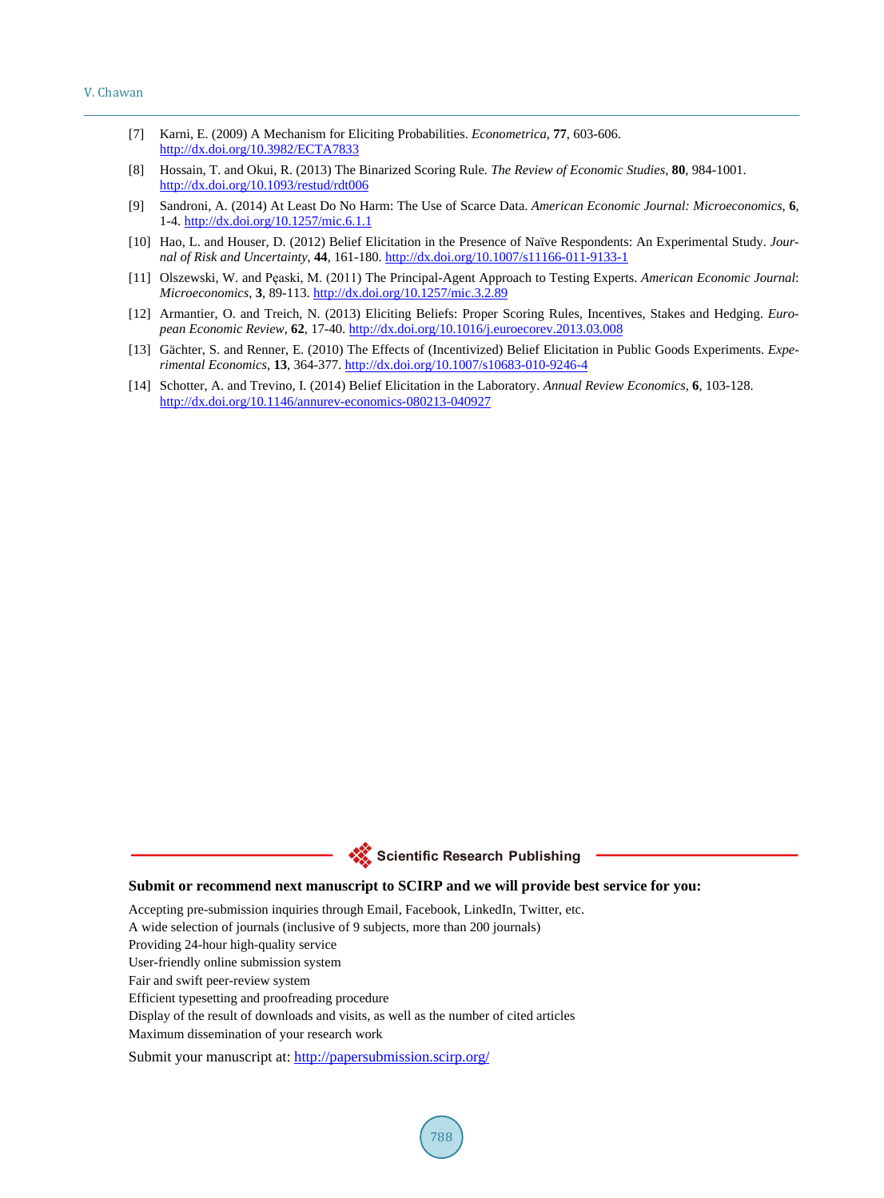[7] Karni, E. (2009) A Mechanism for Eliciting Probabilities. *Econometrica*, **77**, 603-606. http://dx.doi.org/10.3982/ECTA7833

[8] Hossain, T. and Okui, R. (2013) The Binarized Scoring Rule. *The Review of Economic Studies*, **80**, 984-1001. http://dx.doi.org/10.1093/restud/rdt006

[9] Sandroni, A. (2014) At Least Do No Harm: The Use of Scarce Data. *American Economic Journal: Microeconomics*, **6**, 1-4. http://dx.doi.org/10.1257/mic.6.1.1

[10] Hao, L. and Houser, D. (2012) Belief Elicitation in the Presence of Naïve Respondents: An Experimental Study. *Journal of Risk and Uncertainty*, **44**, 161-180. http://dx.doi.org/10.1007/s11166-011-9133-1

[11] Olszewski, W. and Pęaski, M. (2011) The Principal-Agent Approach to Testing Experts. *American Economic Journal: Microeconomics*, **3**, 89-113. http://dx.doi.org/10.1257/mic.3.2.89

[12] Armantier, O. and Treich, N. (2013) Eliciting Beliefs: Proper Scoring Rules, Incentives, Stakes and Hedging. *European Economic Review*, **62**, 17-40. http://dx.doi.org/10.1016/j.euroecorev.2013.03.008

[13] Gächter, S. and Renner, E. (2010) The Effects of (Incentivized) Belief Elicitation in Public Goods Experiments. *Experimental Economics*, **13**, 364-377. http://dx.doi.org/10.1007/s10683-010-9246-4

[14] Schotter, A. and Trevino, I. (2014) Belief Elicitation in the Laboratory. *Annual Review Economics*, **6**, 103-128. http://dx.doi.org/10.1146/annurev-economics-080213-040927

Scientific Research Publishing

**Submit or recommend next manuscript to SCIRP and we will provide best service for you:**

Accepting pre-submission inquiries through Email, Facebook, LinkedIn, Twitter, etc.
A wide selection of journals (inclusive of 9 subjects, more than 200 journals)
Providing 24-hour high-quality service
User-friendly online submission system
Fair and swift peer-review system
Efficient typesetting and proofreading procedure
Display of the result of downloads and visits, as well as the number of cited articles
Maximum dissemination of your research work

Submit your manuscript at: http://papersubmission.scirp.org/